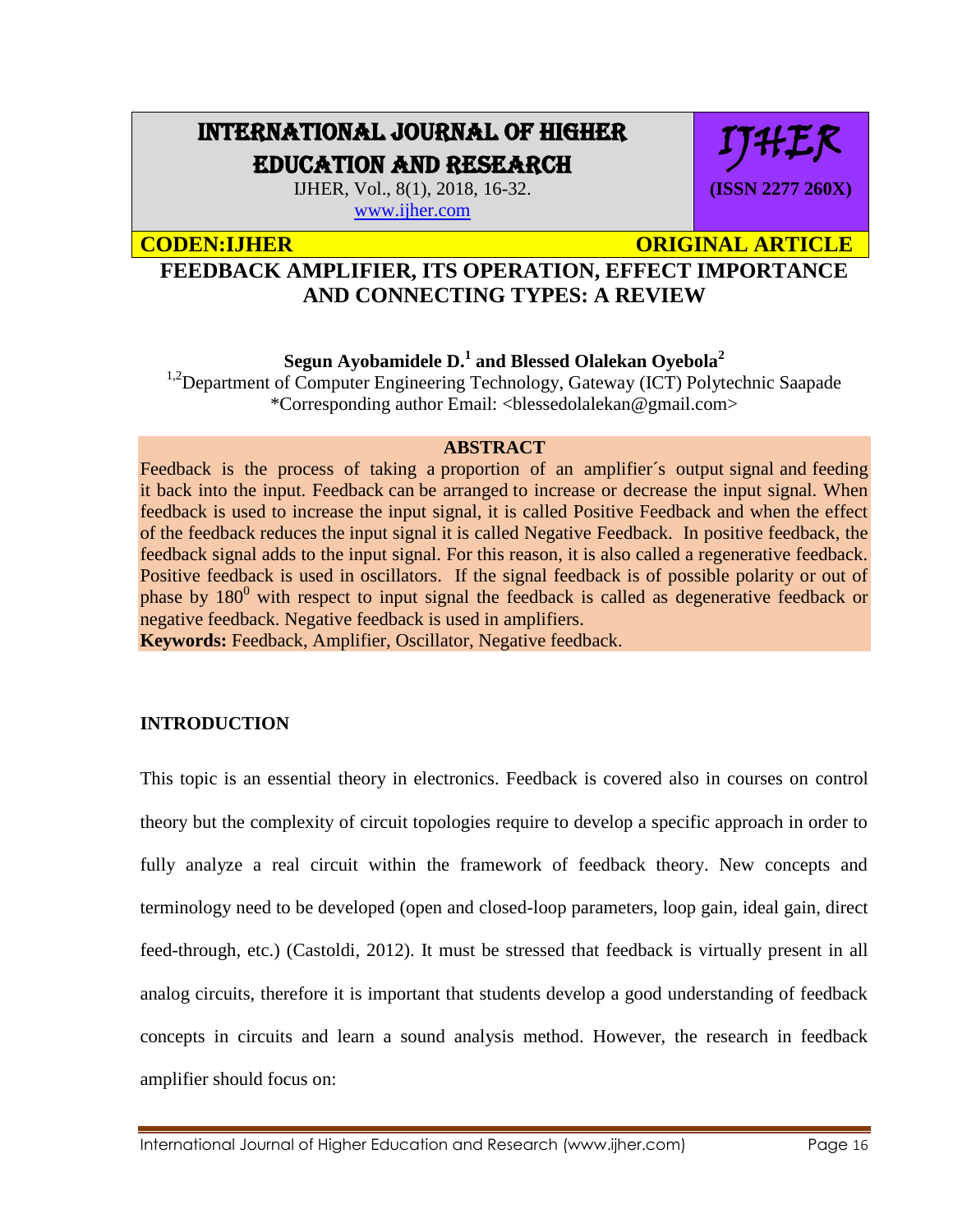# FEEDBACK AMPLIFIER, ITS OPERATION, EFFECT IMPORTANCE AND CONNECTING TYPES: A REVIEW

**Segun Ayobamidele D.[1] and Blessed Olalekan Oyebola[2]**

[1,2]Department of Computer Engineering Technology, Gateway (ICT) Polytechnic Saapade

*Corresponding author Email: <blessedolalekan@gmail.com>

## ABSTRACT

Feedback is the process of taking a proportion of an amplifier´s output signal and feeding it back into the input. Feedback can be arranged to increase or decrease the input signal. When feedback is used to increase the input signal, it is called Positive Feedback and when the effect of the feedback reduces the input signal it is called Negative Feedback. In positive feedback, the feedback signal adds to the input signal. For this reason, it is also called a regenerative feedback. Positive feedback is used in oscillators. If the signal feedback is of possible polarity or out of phase by $180^0$ with respect to input signal the feedback is called as degenerative feedback or negative feedback. Negative feedback is used in amplifiers.

**Keywords:** Feedback, Amplifier, Oscillator, Negative feedback.

## INTRODUCTION

This topic is an essential theory in electronics. Feedback is covered also in courses on control theory but the complexity of circuit topologies require to develop a specific approach in order to fully analyze a real circuit within the framework of feedback theory. New concepts and terminology need to be developed (open and closed-loop parameters, loop gain, ideal gain, direct feed-through, etc.) (Castoldi, 2012). It must be stressed that feedback is virtually present in all analog circuits, therefore it is important that students develop a good understanding of feedback concepts in circuits and learn a sound analysis method. However, the research in feedback amplifier should focus on: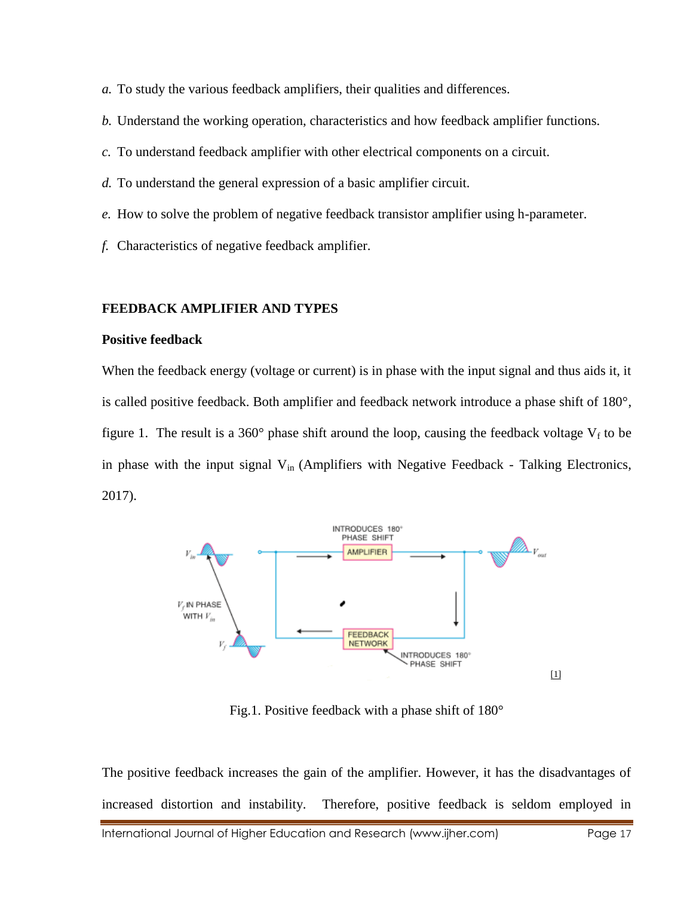*a.* To study the various feedback amplifiers, their qualities and differences.

*b.* Understand the working operation, characteristics and how feedback amplifier functions.

*c.* To understand feedback amplifier with other electrical components on a circuit.

*d.* To understand the general expression of a basic amplifier circuit.

*e.* How to solve the problem of negative feedback transistor amplifier using h-parameter.

*f.* Characteristics of negative feedback amplifier.

## FEEDBACK AMPLIFIER AND TYPES

### Positive feedback

When the feedback energy (voltage or current) is in phase with the input signal and thus aids it, it is called positive feedback. Both amplifier and feedback network introduce a phase shift of 180°, figure 1. The result is a 360° phase shift around the loop, causing the feedback voltage $V_f$ to be in phase with the input signal $V_{in}$ (Amplifiers with Negative Feedback - Talking Electronics, 2017).

[1]

Fig.1. Positive feedback with a phase shift of 180°

The positive feedback increases the gain of the amplifier. However, it has the disadvantages of increased distortion and instability. Therefore, positive feedback is seldom employed in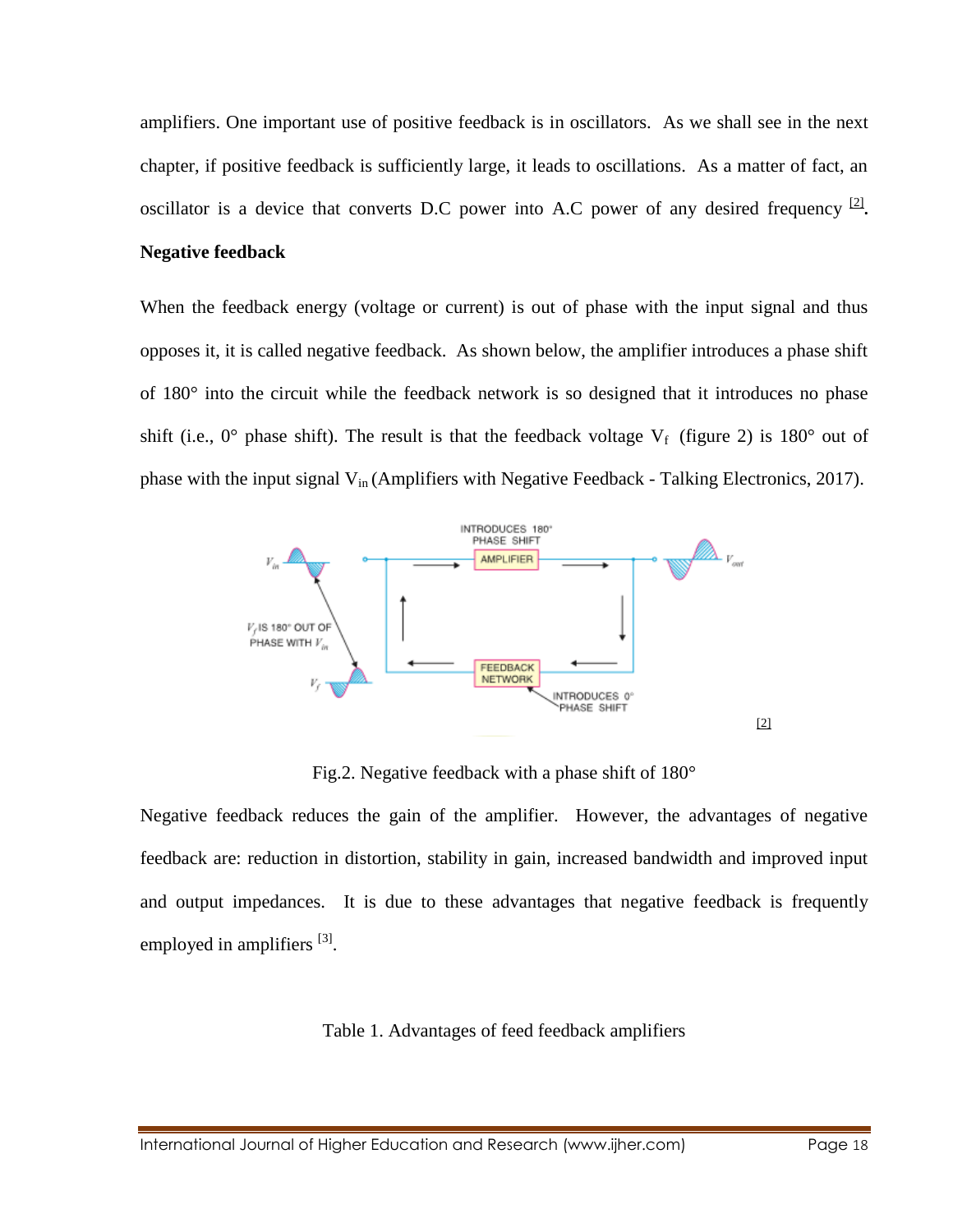amplifiers. One important use of positive feedback is in oscillators. As we shall see in the next chapter, if positive feedback is sufficiently large, it leads to oscillations. As a matter of fact, an oscillator is a device that converts D.C power into A.C power of any desired frequency [2].

**Negative feedback**

When the feedback energy (voltage or current) is out of phase with the input signal and thus opposes it, it is called negative feedback. As shown below, the amplifier introduces a phase shift of 180° into the circuit while the feedback network is so designed that it introduces no phase shift (i.e., 0° phase shift). The result is that the feedback voltage $V_f$ (figure 2) is 180° out of phase with the input signal $V_{in}$ (Amplifiers with Negative Feedback - Talking Electronics, 2017).

[2]

Fig.2. Negative feedback with a phase shift of 180°

Negative feedback reduces the gain of the amplifier. However, the advantages of negative feedback are: reduction in distortion, stability in gain, increased bandwidth and improved input and output impedances. It is due to these advantages that negative feedback is frequently employed in amplifiers [3].

Table 1. Advantages of feed feedback amplifiers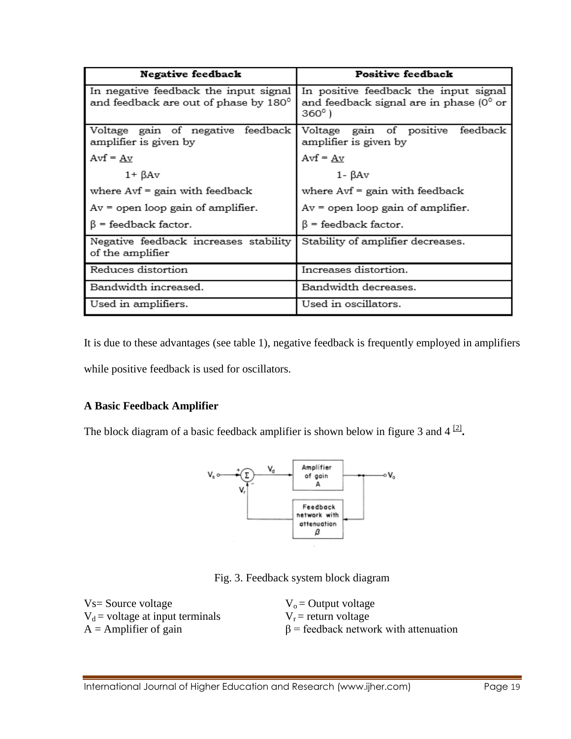| Negative feedback | Positive feedback |
| --- | --- |
| In negative feedback the input signal and feedback are out of phase by 180° | In positive feedback the input signal and feedback signal are in phase (0° or 360°) |
| Voltage gain of negative feedback amplifier is given by $Avf = \frac{Av}{1+\beta Av}$ where Avf = gain with feedback Av = open loop gain of amplifier. β = feedback factor. | Voltage gain of positive feedback amplifier is given by $Avf = \frac{Av}{1-\beta Av}$ where Avf = gain with feedback Av = open loop gain of amplifier. β = feedback factor. |
| Negative feedback increases stability of the amplifier | Stability of amplifier decreases. |
| Reduces distortion | Increases distortion. |
| Bandwidth increased. | Bandwidth decreases. |
| Used in amplifiers. | Used in oscillators. |

It is due to these advantages (see table 1), negative feedback is frequently employed in amplifiers while positive feedback is used for oscillators.

## A Basic Feedback Amplifier

The block diagram of a basic feedback amplifier is shown below in figure 3 and 4 [2].

Fig. 3. Feedback system block diagram

Vs= Source voltage
$V_d$ = voltage at input terminals
A = Amplifier of gain
$V_o$ = Output voltage
$V_r$ = return voltage
β = feedback network with attenuation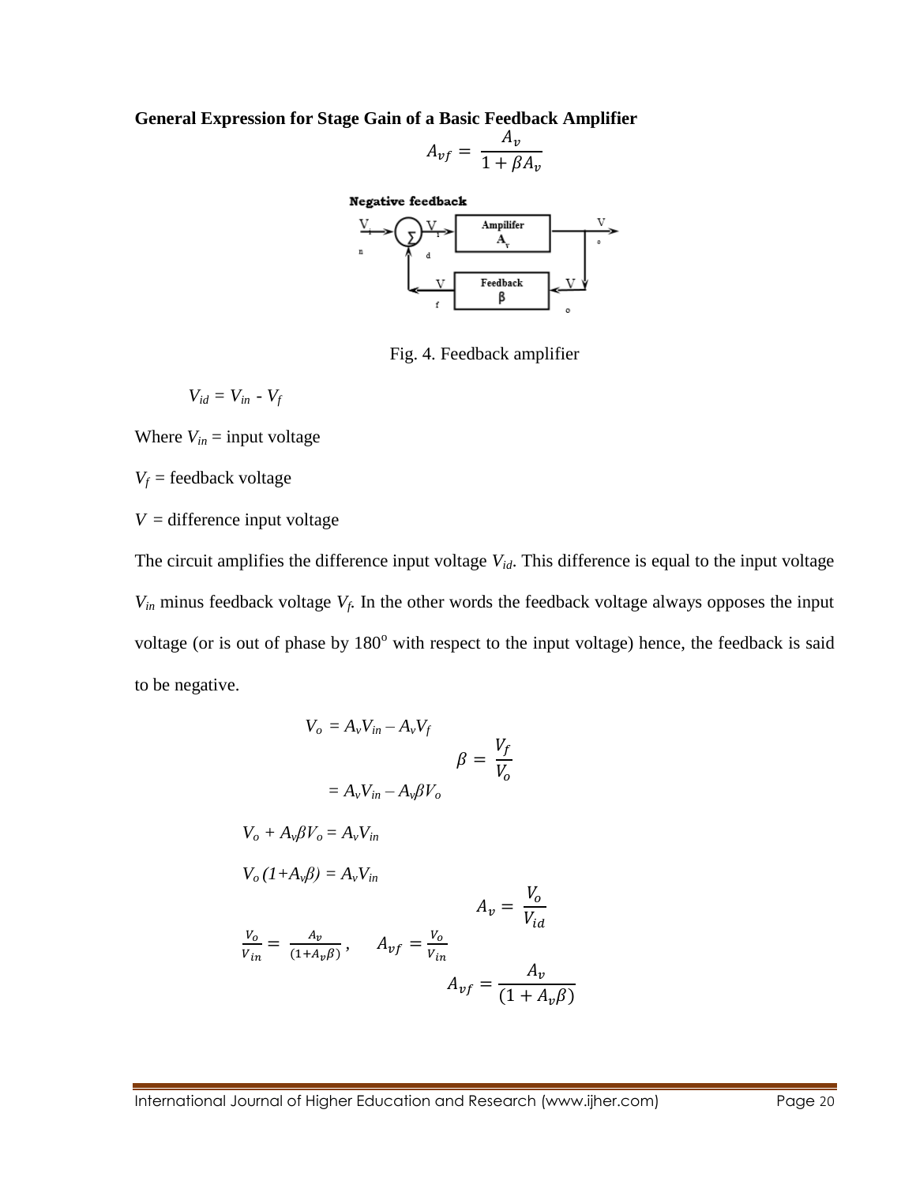**General Expression for Stage Gain of a Basic Feedback Amplifier**

$$A_{vf} = \frac{A_v}{1 + \beta A_v}$$

Fig. 4. Feedback amplifier

$V_{id} = V_{in} - V_f$

Where $V_{in}$ = input voltage

$V_f$ = feedback voltage

$V$ = difference input voltage

The circuit amplifies the difference input voltage $V_{id}$. This difference is equal to the input voltage $V_{in}$ minus feedback voltage $V_f$. In the other words the feedback voltage always opposes the input voltage (or is out of phase by 180° with respect to the input voltage) hence, the feedback is said to be negative.

$$V_o = A_v V_{in} - A_v V_f$$

$$\beta = \frac{V_f}{V_o}$$

$$= A_v V_{in} - A_v \beta V_o$$

$$V_o + A_v \beta V_o = A_v V_{in}$$

$$V_o (1 + A_v \beta) = A_v V_{in}$$

$$A_v = \frac{V_o}{V_{id}}$$

$$\frac{V_o}{V_{in}} = \frac{A_v}{(1 + A_v \beta)}, \quad A_{vf} = \frac{V_o}{V_{in}}$$

$$A_{vf} = \frac{A_v}{(1 + A_v \beta)}$$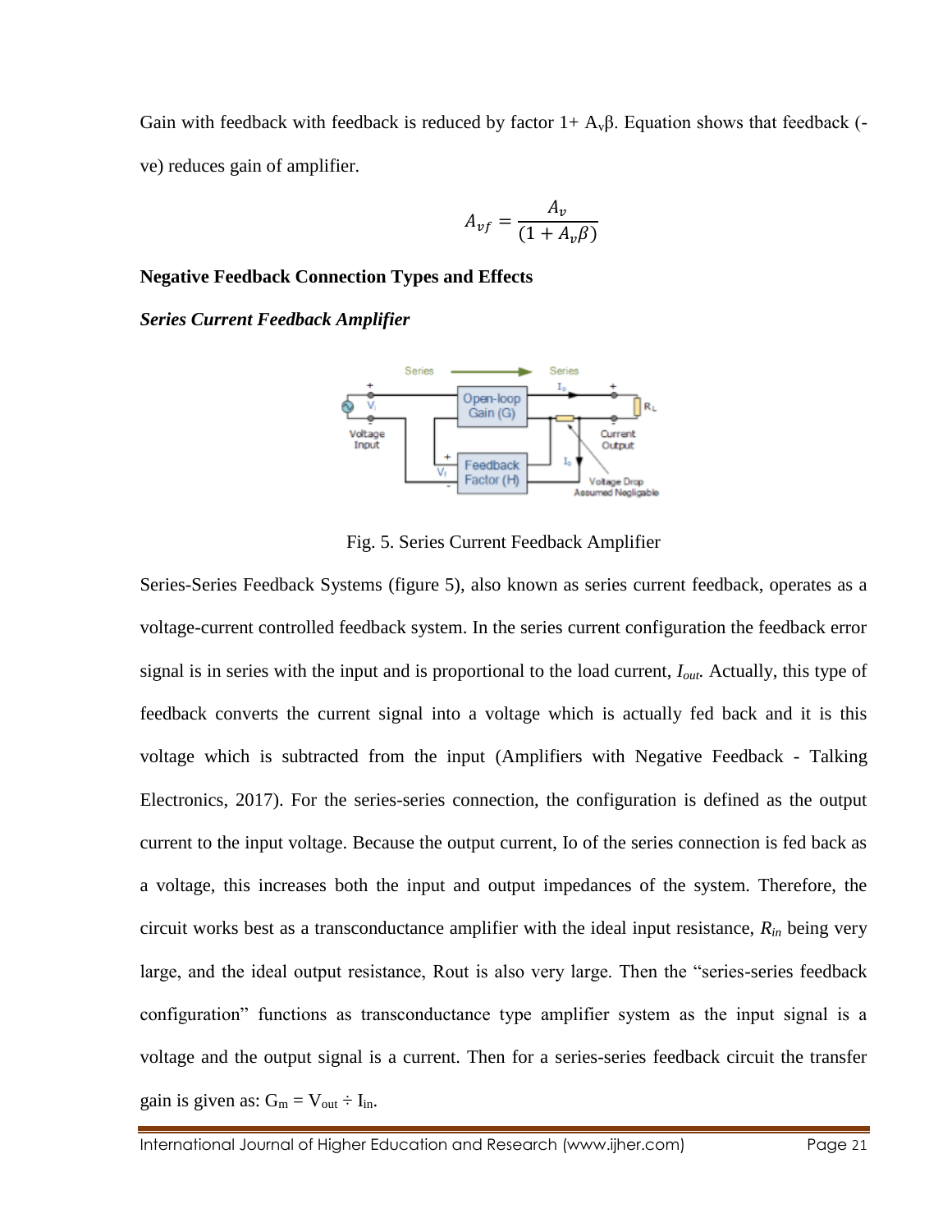Gain with feedback with feedback is reduced by factor 1+ $A_v\beta$. Equation shows that feedback (-ve) reduces gain of amplifier.

$$A_{vf} = \frac{A_v}{(1 + A_v\beta)}$$

**Negative Feedback Connection Types and Effects**

***Series Current Feedback Amplifier***

Fig. 5. Series Current Feedback Amplifier

Series-Series Feedback Systems (figure 5), also known as series current feedback, operates as a voltage-current controlled feedback system. In the series current configuration the feedback error signal is in series with the input and is proportional to the load current, $I_{out}$. Actually, this type of feedback converts the current signal into a voltage which is actually fed back and it is this voltage which is subtracted from the input (Amplifiers with Negative Feedback - Talking Electronics, 2017). For the series-series connection, the configuration is defined as the output current to the input voltage. Because the output current, Io of the series connection is fed back as a voltage, this increases both the input and output impedances of the system. Therefore, the circuit works best as a transconductance amplifier with the ideal input resistance, $R_{in}$ being very large, and the ideal output resistance, Rout is also very large. Then the "series-series feedback configuration" functions as transconductance type amplifier system as the input signal is a voltage and the output signal is a current. Then for a series-series feedback circuit the transfer gain is given as: $G_m = V_{out} \div I_{in}$.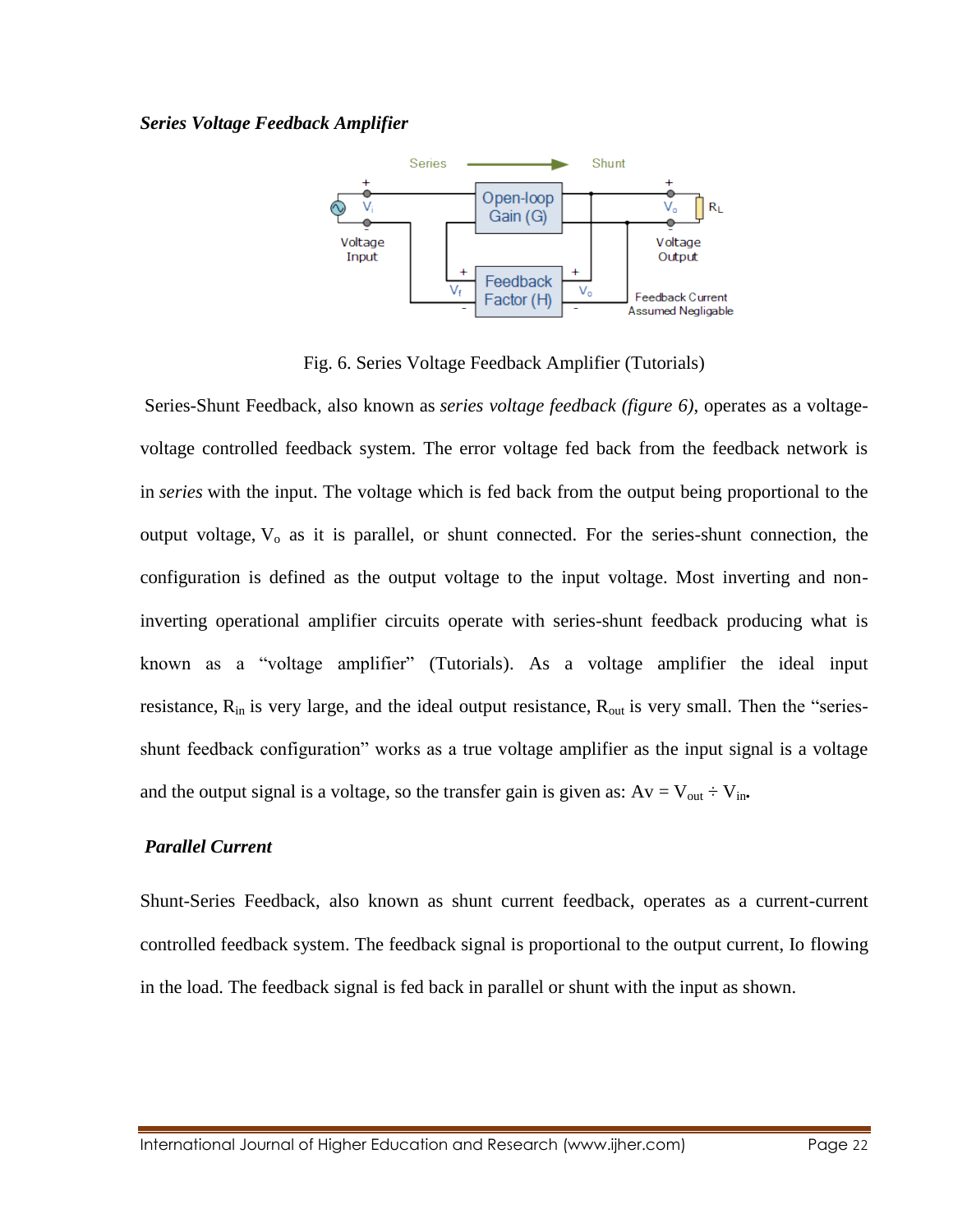***Series Voltage Feedback Amplifier***

Fig. 6. Series Voltage Feedback Amplifier (Tutorials)

Series-Shunt Feedback, also known as *series voltage feedback (figure 6)*, operates as a voltage-voltage controlled feedback system. The error voltage fed back from the feedback network is in *series* with the input. The voltage which is fed back from the output being proportional to the output voltage, $V_o$ as it is parallel, or shunt connected. For the series-shunt connection, the configuration is defined as the output voltage to the input voltage. Most inverting and non-inverting operational amplifier circuits operate with series-shunt feedback producing what is known as a "voltage amplifier" (Tutorials). As a voltage amplifier the ideal input resistance, $R_{in}$ is very large, and the ideal output resistance, $R_{out}$ is very small. Then the "series-shunt feedback configuration" works as a true voltage amplifier as the input signal is a voltage and the output signal is a voltage, so the transfer gain is given as: $Av = V_{out} \div V_{in}$.

***Parallel Current***

Shunt-Series Feedback, also known as shunt current feedback, operates as a current-current controlled feedback system. The feedback signal is proportional to the output current, Io flowing in the load. The feedback signal is fed back in parallel or shunt with the input as shown.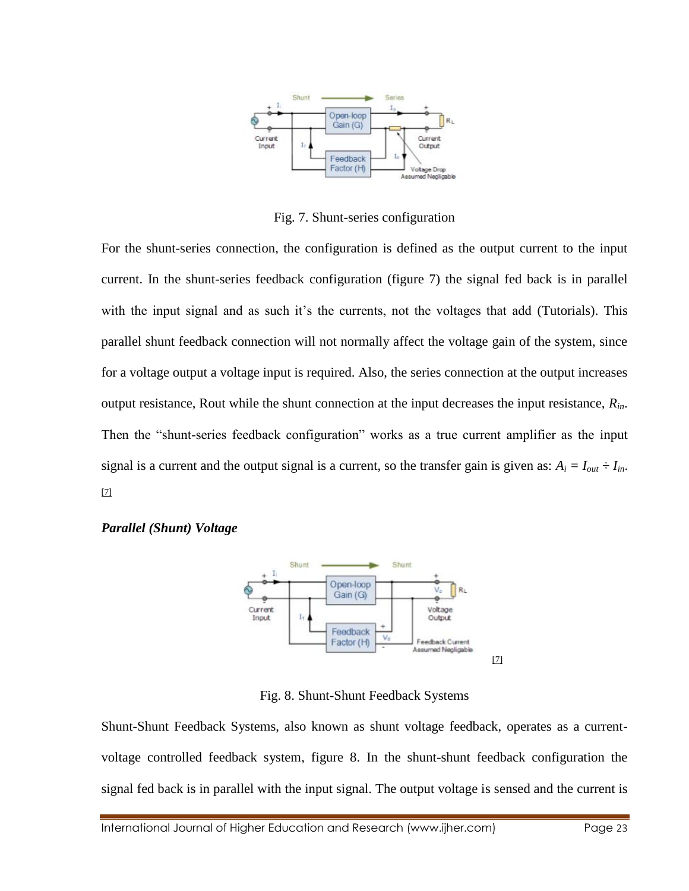Fig. 7. Shunt-series configuration

For the shunt-series connection, the configuration is defined as the output current to the input current. In the shunt-series feedback configuration (figure 7) the signal fed back is in parallel with the input signal and as such it's the currents, not the voltages that add (Tutorials). This parallel shunt feedback connection will not normally affect the voltage gain of the system, since for a voltage output a voltage input is required. Also, the series connection at the output increases output resistance, Rout while the shunt connection at the input decreases the input resistance, $R_{in}$. Then the "shunt-series feedback configuration" works as a true current amplifier as the input signal is a current and the output signal is a current, so the transfer gain is given as: $A_i = I_{out} \div I_{in}$. [7]

***Parallel (Shunt) Voltage***

[7]

Fig. 8. Shunt-Shunt Feedback Systems

Shunt-Shunt Feedback Systems, also known as shunt voltage feedback, operates as a current-voltage controlled feedback system, figure 8. In the shunt-shunt feedback configuration the signal fed back is in parallel with the input signal. The output voltage is sensed and the current is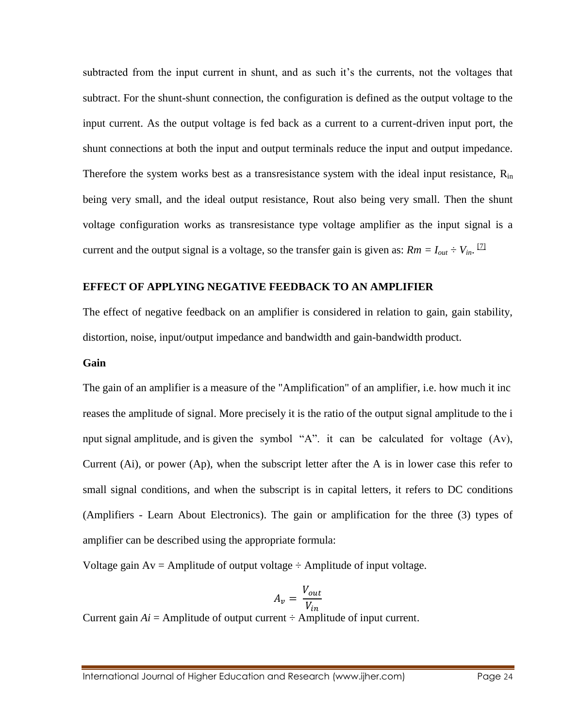subtracted from the input current in shunt, and as such it's the currents, not the voltages that subtract. For the shunt-shunt connection, the configuration is defined as the output voltage to the input current. As the output voltage is fed back as a current to a current-driven input port, the shunt connections at both the input and output terminals reduce the input and output impedance. Therefore the system works best as a transresistance system with the ideal input resistance, $R_{in}$ being very small, and the ideal output resistance, Rout also being very small. Then the shunt voltage configuration works as transresistance type voltage amplifier as the input signal is a current and the output signal is a voltage, so the transfer gain is given as: $Rm = I_{out} \div V_{in}$. [7]

## EFFECT OF APPLYING NEGATIVE FEEDBACK TO AN AMPLIFIER

The effect of negative feedback on an amplifier is considered in relation to gain, gain stability, distortion, noise, input/output impedance and bandwidth and gain-bandwidth product.

### Gain

The gain of an amplifier is a measure of the "Amplification" of an amplifier, i.e. how much it inc reases the amplitude of signal. More precisely it is the ratio of the output signal amplitude to the i nput signal amplitude, and is given the symbol "A". it can be calculated for voltage (Av), Current (Ai), or power (Ap), when the subscript letter after the A is in lower case this refer to small signal conditions, and when the subscript is in capital letters, it refers to DC conditions (Amplifiers - Learn About Electronics). The gain or amplification for the three (3) types of amplifier can be described using the appropriate formula:

Voltage gain Av = Amplitude of output voltage ÷ Amplitude of input voltage.

$$A_v = \frac{V_{out}}{V_{in}}$$

Current gain *Ai* = Amplitude of output current ÷ Amplitude of input current.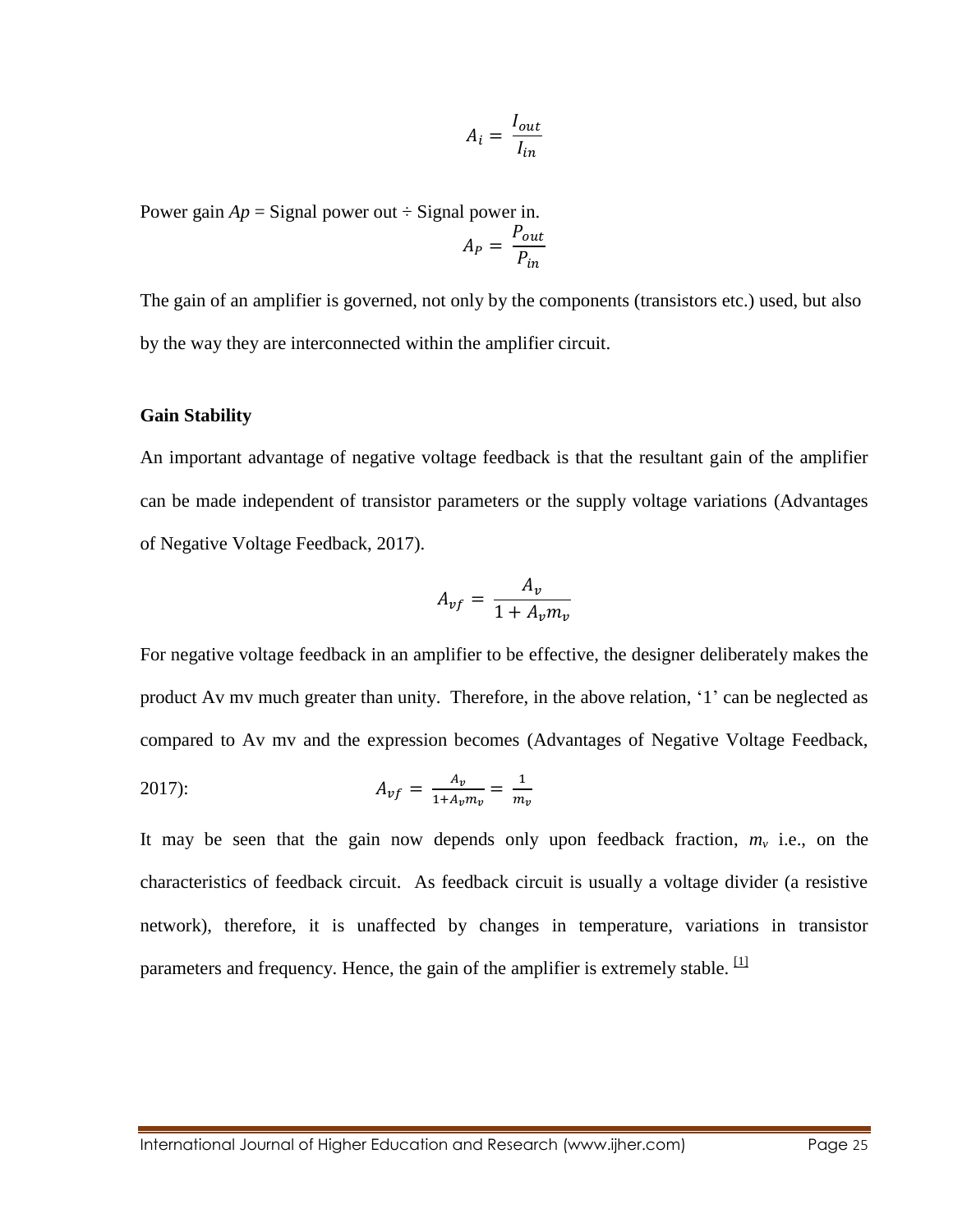$$A_i = \frac{I_{out}}{I_{in}}$$

Power gain $Ap$ = Signal power out ÷ Signal power in.

$$A_P = \frac{P_{out}}{P_{in}}$$

The gain of an amplifier is governed, not only by the components (transistors etc.) used, but also by the way they are interconnected within the amplifier circuit.

**Gain Stability**

An important advantage of negative voltage feedback is that the resultant gain of the amplifier can be made independent of transistor parameters or the supply voltage variations (Advantages of Negative Voltage Feedback, 2017).

$$A_{vf} = \frac{A_v}{1 + A_v m_v}$$

For negative voltage feedback in an amplifier to be effective, the designer deliberately makes the product Av mv much greater than unity. Therefore, in the above relation, '1' can be neglected as compared to Av mv and the expression becomes (Advantages of Negative Voltage Feedback, 2017):

$$A_{vf} = \frac{A_v}{1+A_v m_v} = \frac{1}{m_v}$$

It may be seen that the gain now depends only upon feedback fraction, $m_v$ i.e., on the characteristics of feedback circuit. As feedback circuit is usually a voltage divider (a resistive network), therefore, it is unaffected by changes in temperature, variations in transistor parameters and frequency. Hence, the gain of the amplifier is extremely stable. [1]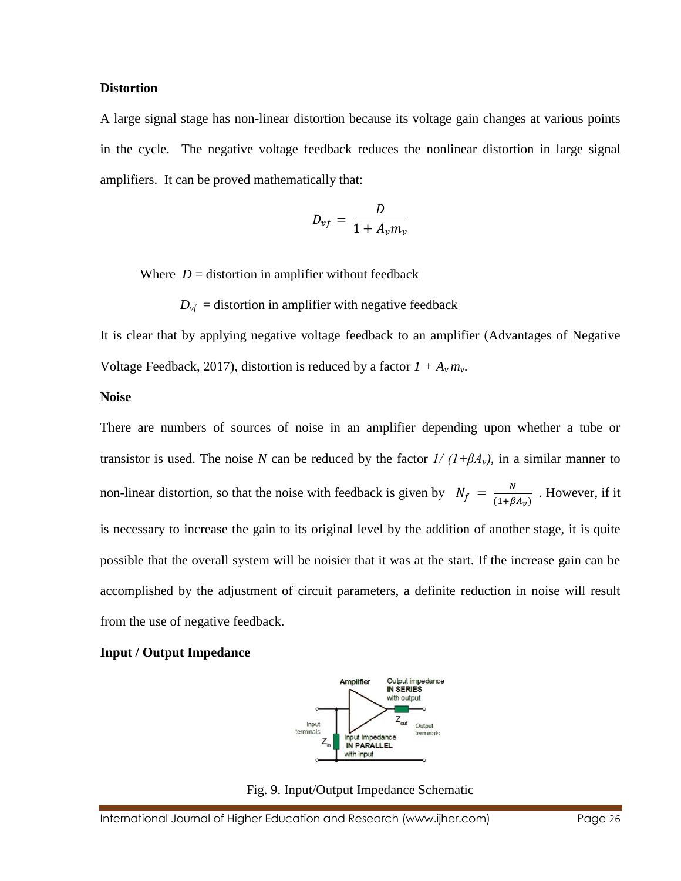**Distortion**

A large signal stage has non-linear distortion because its voltage gain changes at various points in the cycle. The negative voltage feedback reduces the nonlinear distortion in large signal amplifiers. It can be proved mathematically that:

$$D_{vf} = \frac{D}{1 + A_v m_v}$$

Where $D$ = distortion in amplifier without feedback

$D_{vf}$ = distortion in amplifier with negative feedback

It is clear that by applying negative voltage feedback to an amplifier (Advantages of Negative Voltage Feedback, 2017), distortion is reduced by a factor $1 + A_v m_v$.

**Noise**

There are numbers of sources of noise in an amplifier depending upon whether a tube or transistor is used. The noise $N$ can be reduced by the factor $1/(1+\beta A_v)$, in a similar manner to non-linear distortion, so that the noise with feedback is given by $N_f = \frac{N}{(1+\beta A_v)}$. However, if it is necessary to increase the gain to its original level by the addition of another stage, it is quite possible that the overall system will be noisier that it was at the start. If the increase gain can be accomplished by the adjustment of circuit parameters, a definite reduction in noise will result from the use of negative feedback.

**Input / Output Impedance**

Fig. 9. Input/Output Impedance Schematic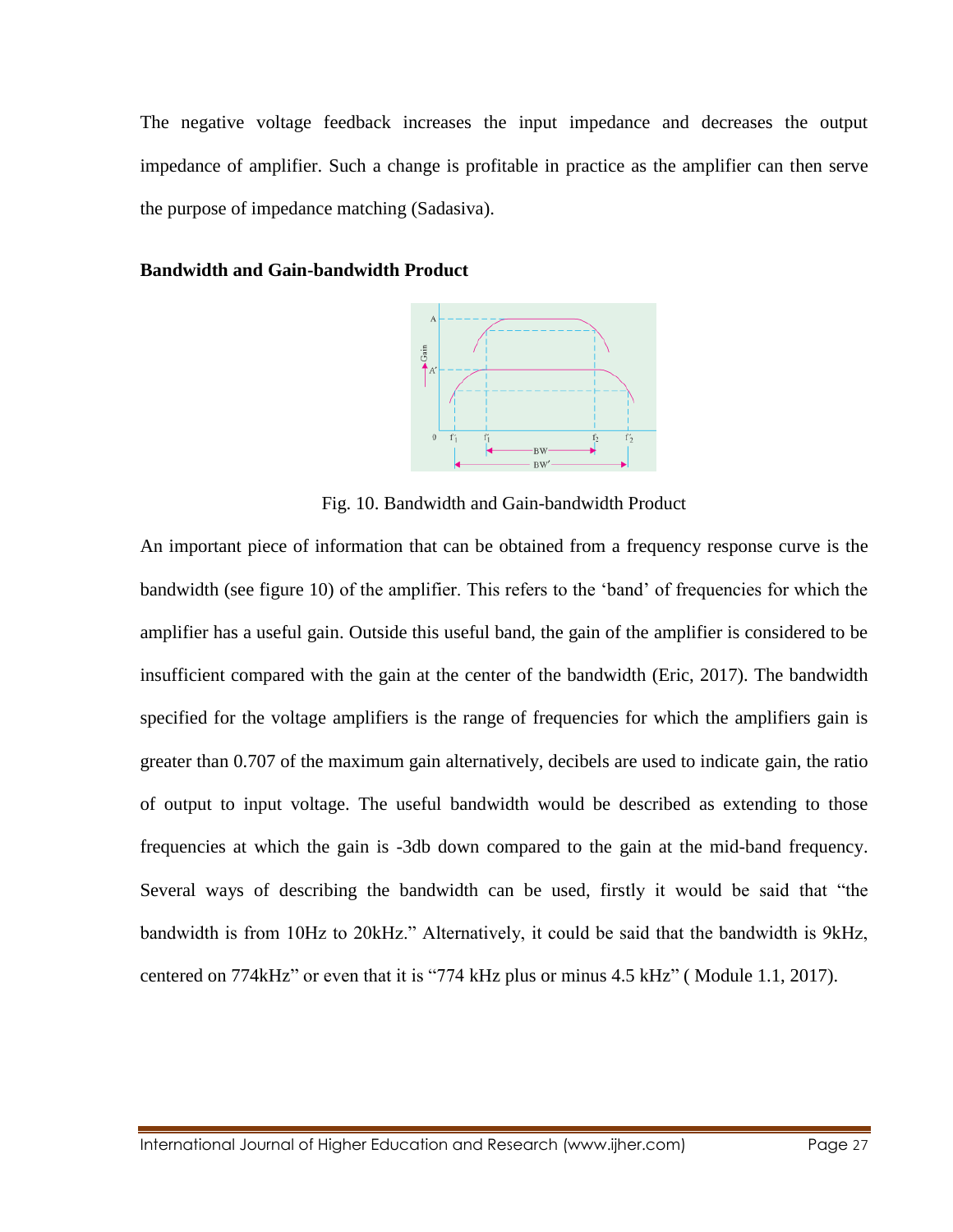The negative voltage feedback increases the input impedance and decreases the output impedance of amplifier. Such a change is profitable in practice as the amplifier can then serve the purpose of impedance matching (Sadasiva).

**Bandwidth and Gain-bandwidth Product**

Fig. 10. Bandwidth and Gain-bandwidth Product

An important piece of information that can be obtained from a frequency response curve is the bandwidth (see figure 10) of the amplifier. This refers to the 'band' of frequencies for which the amplifier has a useful gain. Outside this useful band, the gain of the amplifier is considered to be insufficient compared with the gain at the center of the bandwidth (Eric, 2017). The bandwidth specified for the voltage amplifiers is the range of frequencies for which the amplifiers gain is greater than 0.707 of the maximum gain alternatively, decibels are used to indicate gain, the ratio of output to input voltage. The useful bandwidth would be described as extending to those frequencies at which the gain is -3db down compared to the gain at the mid-band frequency. Several ways of describing the bandwidth can be used, firstly it would be said that "the bandwidth is from 10Hz to 20kHz." Alternatively, it could be said that the bandwidth is 9kHz, centered on 774kHz" or even that it is "774 kHz plus or minus 4.5 kHz" ( Module 1.1, 2017).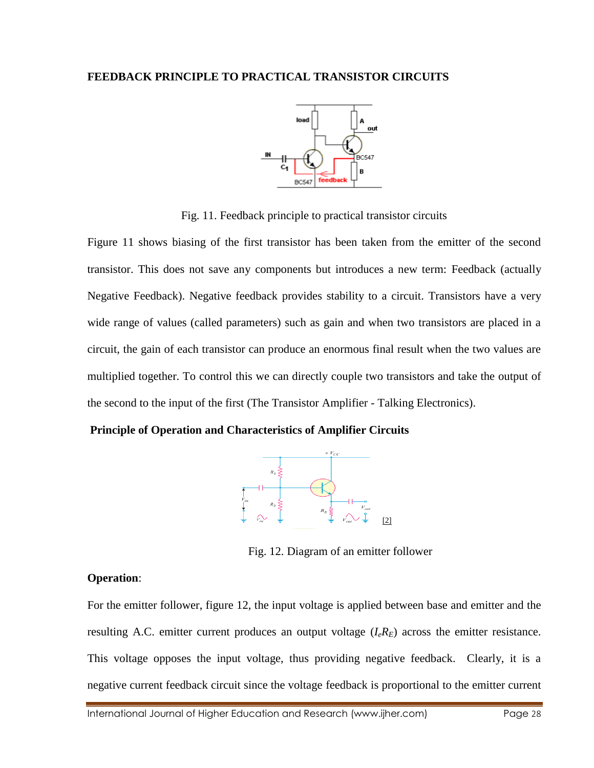## FEEDBACK PRINCIPLE TO PRACTICAL TRANSISTOR CIRCUITS

Fig. 11. Feedback principle to practical transistor circuits

Figure 11 shows biasing of the first transistor has been taken from the emitter of the second transistor. This does not save any components but introduces a new term: Feedback (actually Negative Feedback). Negative feedback provides stability to a circuit. Transistors have a very wide range of values (called parameters) such as gain and when two transistors are placed in a circuit, the gain of each transistor can produce an enormous final result when the two values are multiplied together. To control this we can directly couple two transistors and take the output of the second to the input of the first (The Transistor Amplifier - Talking Electronics).

### Principle of Operation and Characteristics of Amplifier Circuits

[2]

Fig. 12. Diagram of an emitter follower

**Operation**:

For the emitter follower, figure 12, the input voltage is applied between base and emitter and the resulting A.C. emitter current produces an output voltage ($I_e R_E$) across the emitter resistance. This voltage opposes the input voltage, thus providing negative feedback. Clearly, it is a negative current feedback circuit since the voltage feedback is proportional to the emitter current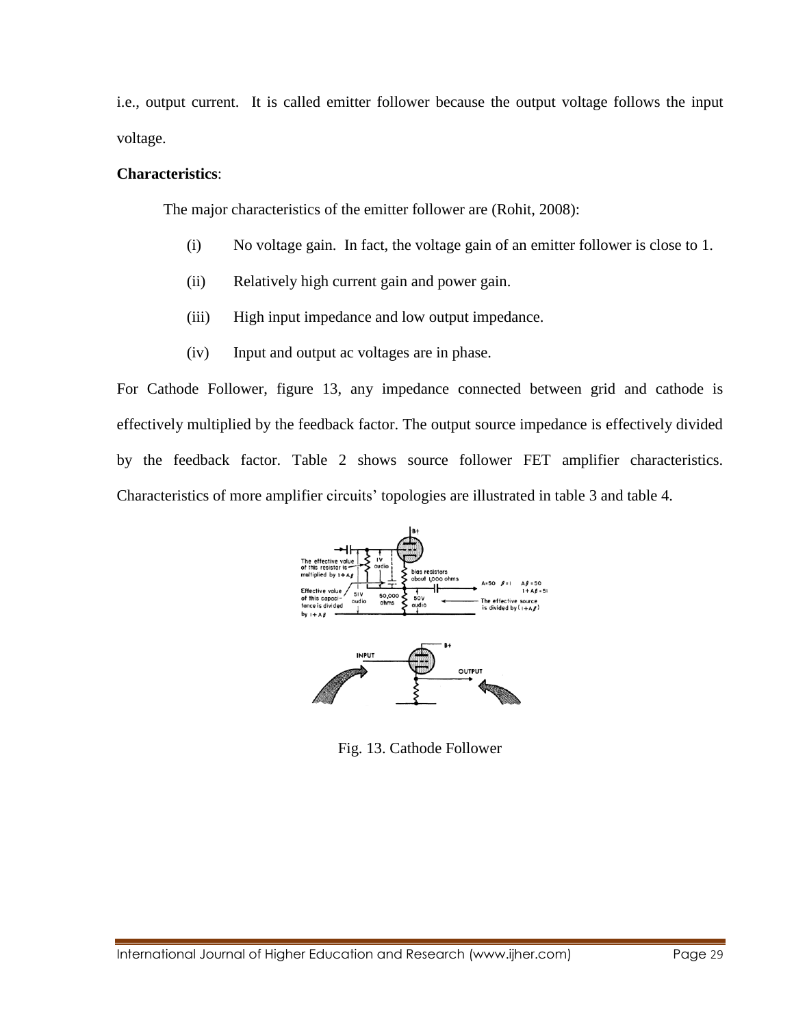i.e., output current. It is called emitter follower because the output voltage follows the input voltage.

**Characteristics**:

The major characteristics of the emitter follower are (Rohit, 2008):

(i) No voltage gain. In fact, the voltage gain of an emitter follower is close to 1.

(ii) Relatively high current gain and power gain.

(iii) High input impedance and low output impedance.

(iv) Input and output ac voltages are in phase.

For Cathode Follower, figure 13, any impedance connected between grid and cathode is effectively multiplied by the feedback factor. The output source impedance is effectively divided by the feedback factor. Table 2 shows source follower FET amplifier characteristics. Characteristics of more amplifier circuits' topologies are illustrated in table 3 and table 4.

Fig. 13. Cathode Follower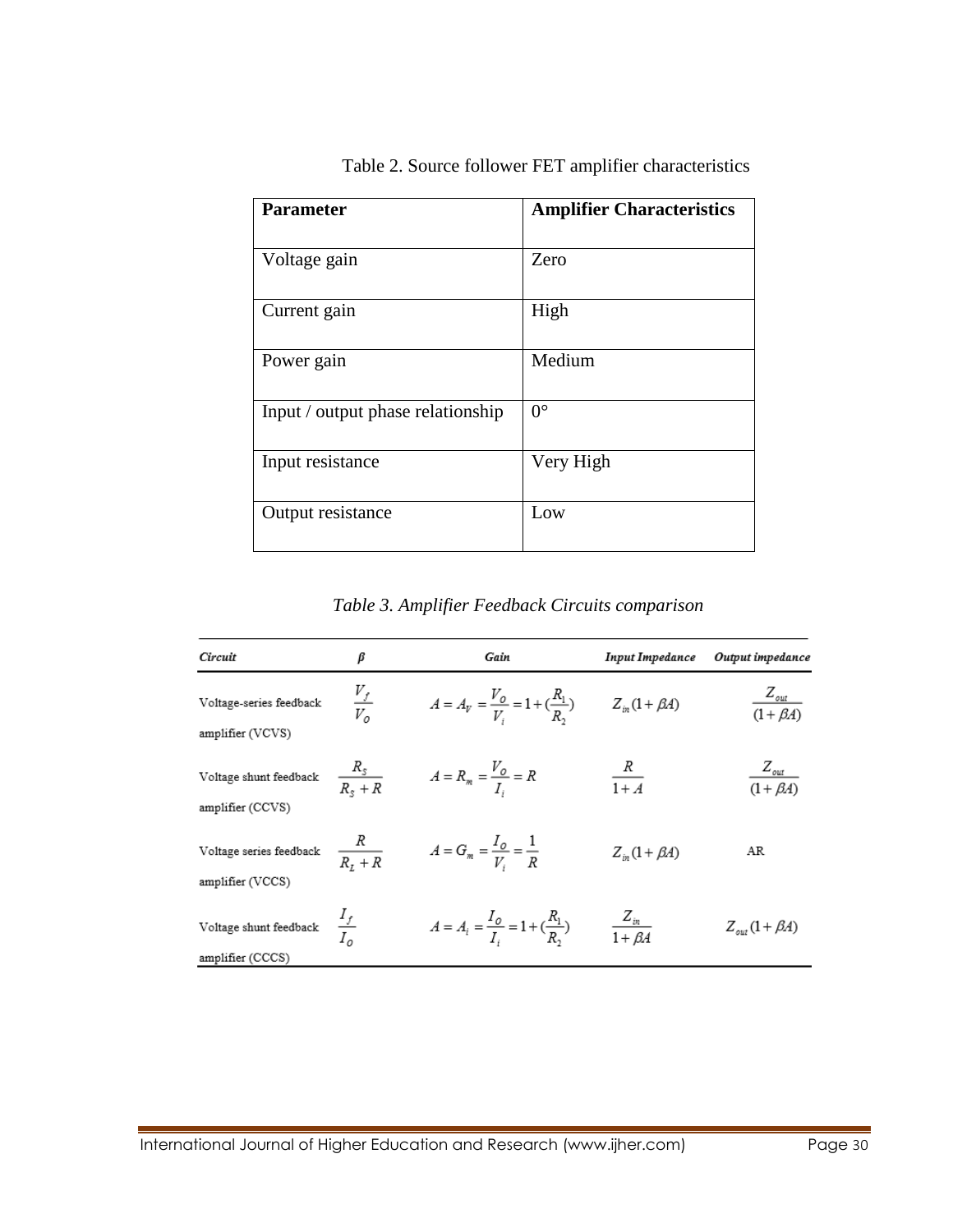Table 2. Source follower FET amplifier characteristics

| Parameter | Amplifier Characteristics |
|---|---|
| Voltage gain | Zero |
| Current gain | High |
| Power gain | Medium |
| Input / output phase relationship | 0° |
| Input resistance | Very High |
| Output resistance | Low |

*Table 3. Amplifier Feedback Circuits comparison*

| *Circuit* | *β* | *Gain* | *Input Impedance* | *Output impedance* |
|---|---|---|---|---|
| Voltage-series feedback amplifier (VCVS) | $\frac{V_f}{V_O}$ | $A = A_V = \frac{V_O}{V_i} = 1 + (\frac{R_1}{R_2})$ | $Z_{in}(1+\beta A)$ | $\frac{Z_{out}}{(1+\beta A)}$ |
| Voltage shunt feedback amplifier (CCVS) | $\frac{R_S}{R_S + R}$ | $A = R_m = \frac{V_O}{I_i} = R$ | $\frac{R}{1+A}$ | $\frac{Z_{out}}{(1+\beta A)}$ |
| Voltage series feedback amplifier (VCCS) | $\frac{R}{R_L + R}$ | $A = G_m = \frac{I_O}{V_i} = \frac{1}{R}$ | $Z_{in}(1+\beta A)$ | AR |
| Voltage shunt feedback amplifier (CCCS) | $\frac{I_f}{I_O}$ | $A = A_i = \frac{I_O}{I_i} = 1 + (\frac{R_1}{R_2})$ | $\frac{Z_{in}}{1+\beta A}$ | $Z_{out}(1+\beta A)$ |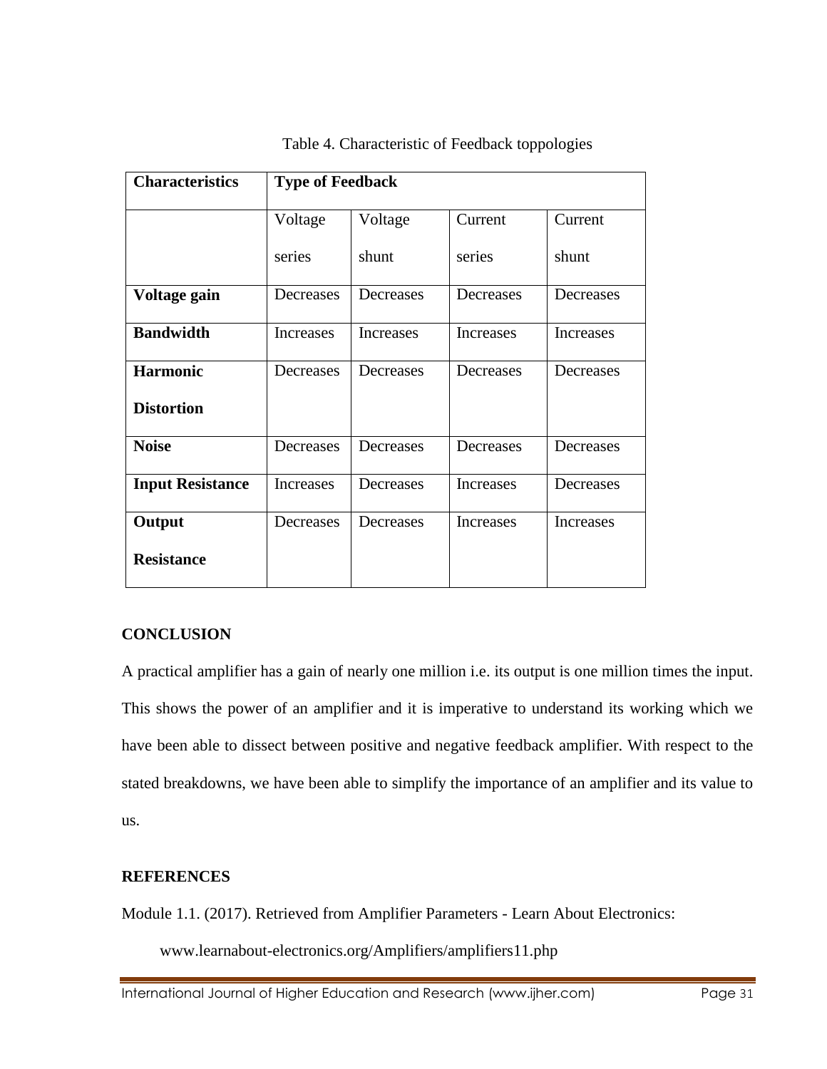Table 4. Characteristic of Feedback toppologies

| Characteristics | Type of Feedback | | | |
|---|---|---|---|---|
| | Voltage series | Voltage shunt | Current series | Current shunt |
| **Voltage gain** | Decreases | Decreases | Decreases | Decreases |
| **Bandwidth** | Increases | Increases | Increases | Increases |
| **Harmonic Distortion** | Decreases | Decreases | Decreases | Decreases |
| **Noise** | Decreases | Decreases | Decreases | Decreases |
| **Input Resistance** | Increases | Decreases | Increases | Decreases |
| **Output Resistance** | Decreases | Decreases | Increases | Increases |

## CONCLUSION

A practical amplifier has a gain of nearly one million i.e. its output is one million times the input. This shows the power of an amplifier and it is imperative to understand its working which we have been able to dissect between positive and negative feedback amplifier. With respect to the stated breakdowns, we have been able to simplify the importance of an amplifier and its value to us.

## REFERENCES

Module 1.1. (2017). Retrieved from Amplifier Parameters - Learn About Electronics: www.learnabout-electronics.org/Amplifiers/amplifiers11.php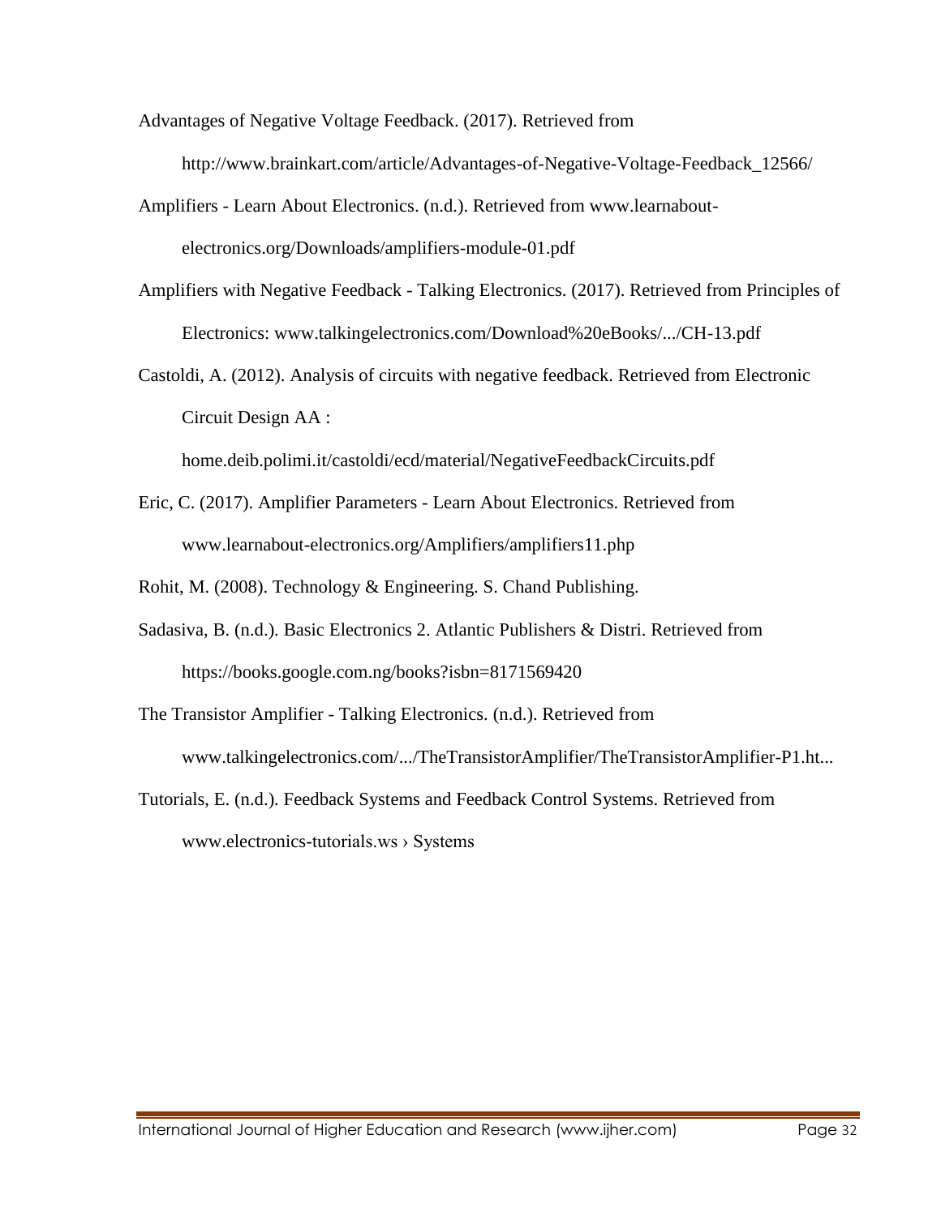Advantages of Negative Voltage Feedback. (2017). Retrieved from http://www.brainkart.com/article/Advantages-of-Negative-Voltage-Feedback_12566/

Amplifiers - Learn About Electronics. (n.d.). Retrieved from www.learnabout-electronics.org/Downloads/amplifiers-module-01.pdf

Amplifiers with Negative Feedback - Talking Electronics. (2017). Retrieved from Principles of Electronics: www.talkingelectronics.com/Download%20eBooks/.../CH-13.pdf

Castoldi, A. (2012). Analysis of circuits with negative feedback. Retrieved from Electronic Circuit Design AA : home.deib.polimi.it/castoldi/ecd/material/NegativeFeedbackCircuits.pdf

Eric, C. (2017). Amplifier Parameters - Learn About Electronics. Retrieved from www.learnabout-electronics.org/Amplifiers/amplifiers11.php

Rohit, M. (2008). Technology & Engineering. S. Chand Publishing.

Sadasiva, B. (n.d.). Basic Electronics 2. Atlantic Publishers & Distri. Retrieved from https://books.google.com.ng/books?isbn=8171569420

The Transistor Amplifier - Talking Electronics. (n.d.). Retrieved from www.talkingelectronics.com/.../TheTransistorAmplifier/TheTransistorAmplifier-P1.ht...

Tutorials, E. (n.d.). Feedback Systems and Feedback Control Systems. Retrieved from www.electronics-tutorials.ws › Systems